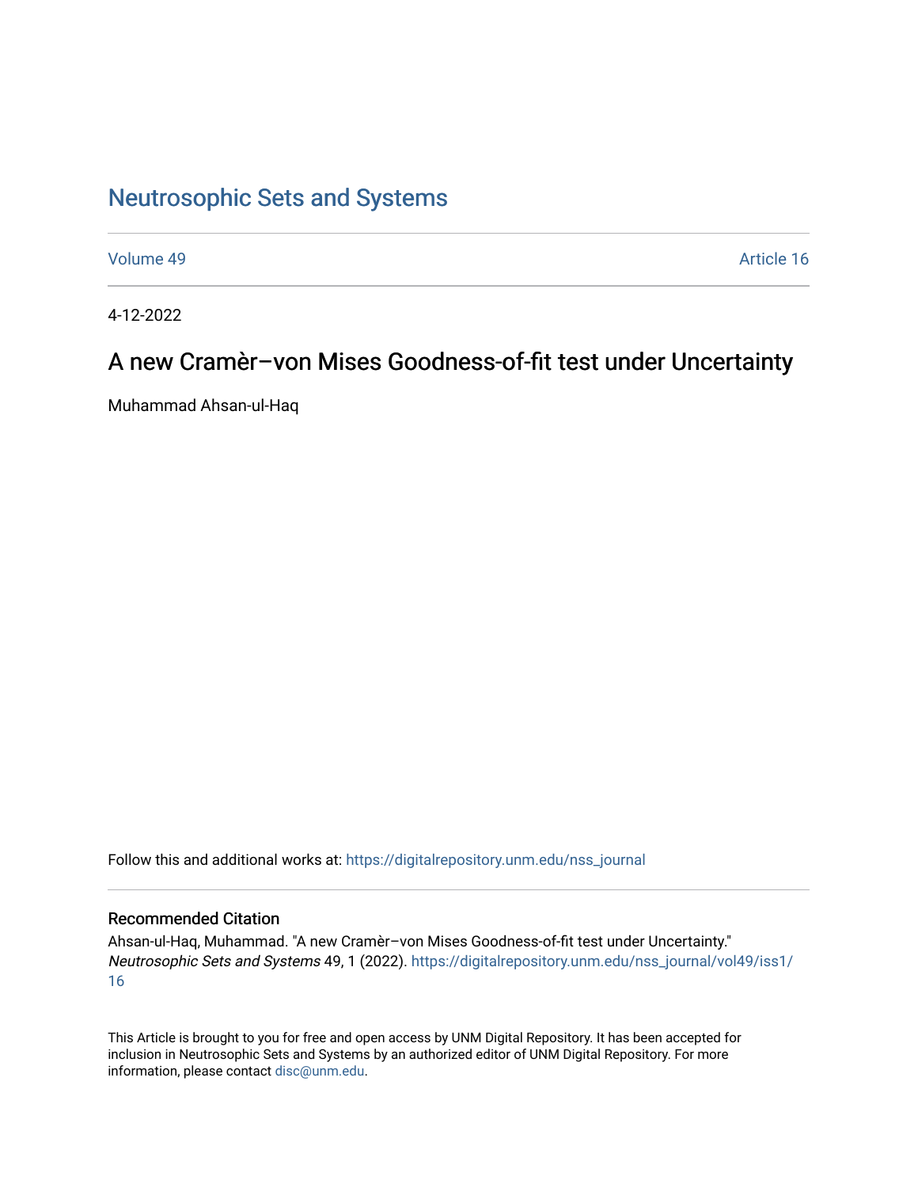Neutrosophic Sets and Systems

Volume 49 — Article 16

4-12-2022

# A new Cramèr–von Mises Goodness-of-fit test under Uncertainty

Muhammad Ahsan-ul-Haq

Follow this and additional works at: https://digitalrepository.unm.edu/nss_journal

## Recommended Citation

Ahsan-ul-Haq, Muhammad. "A new Cramèr–von Mises Goodness-of-fit test under Uncertainty." *Neutrosophic Sets and Systems* 49, 1 (2022). https://digitalrepository.unm.edu/nss_journal/vol49/iss1/16

This Article is brought to you for free and open access by UNM Digital Repository. It has been accepted for inclusion in Neutrosophic Sets and Systems by an authorized editor of UNM Digital Repository. For more information, please contact disc@unm.edu.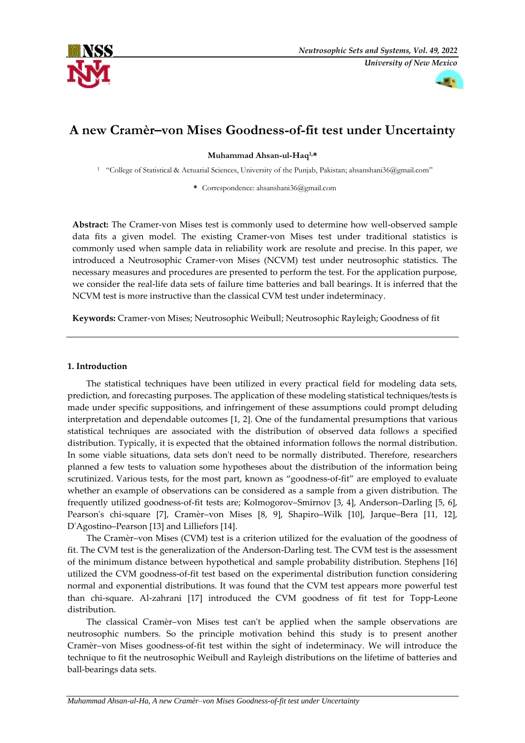# A new Cramèr–von Mises Goodness-of-fit test under Uncertainty

**Muhammad Ahsan-ul-Haq[1,*]**

[1] "College of Statistical & Actuarial Sciences, University of the Punjab, Pakistan; ahsanshani36@gmail.com"

\* Correspondence: ahsanshani36@gmail.com

**Abstract:** The Cramer-von Mises test is commonly used to determine how well-observed sample data fits a given model. The existing Cramer-von Mises test under traditional statistics is commonly used when sample data in reliability work are resolute and precise. In this paper, we introduced a Neutrosophic Cramer-von Mises (NCVM) test under neutrosophic statistics. The necessary measures and procedures are presented to perform the test. For the application purpose, we consider the real-life data sets of failure time batteries and ball bearings. It is inferred that the NCVM test is more instructive than the classical CVM test under indeterminacy.

**Keywords:** Cramer-von Mises; Neutrosophic Weibull; Neutrosophic Rayleigh; Goodness of fit

## 1. Introduction

The statistical techniques have been utilized in every practical field for modeling data sets, prediction, and forecasting purposes. The application of these modeling statistical techniques/tests is made under specific suppositions, and infringement of these assumptions could prompt deluding interpretation and dependable outcomes [1, 2]. One of the fundamental presumptions that various statistical techniques are associated with the distribution of observed data follows a specified distribution. Typically, it is expected that the obtained information follows the normal distribution. In some viable situations, data sets don't need to be normally distributed. Therefore, researchers planned a few tests to valuation some hypotheses about the distribution of the information being scrutinized. Various tests, for the most part, known as "goodness-of-fit" are employed to evaluate whether an example of observations can be considered as a sample from a given distribution. The frequently utilized goodness-of-fit tests are; Kolmogorov–Smirnov [3, 4], Anderson–Darling [5, 6], Pearson's chi-square [7], Cramèr–von Mises [8, 9], Shapiro–Wilk [10], Jarque–Bera [11, 12], D'Agostino–Pearson [13] and Lilliefors [14].

The Cramèr–von Mises (CVM) test is a criterion utilized for the evaluation of the goodness of fit. The CVM test is the generalization of the Anderson-Darling test. The CVM test is the assessment of the minimum distance between hypothetical and sample probability distribution. Stephens [16] utilized the CVM goodness-of-fit test based on the experimental distribution function considering normal and exponential distributions. It was found that the CVM test appears more powerful test than chi-square. Al-zahrani [17] introduced the CVM goodness of fit test for Topp-Leone distribution.

The classical Cramèr–von Mises test can't be applied when the sample observations are neutrosophic numbers. So the principle motivation behind this study is to present another Cramèr–von Mises goodness-of-fit test within the sight of indeterminacy. We will introduce the technique to fit the neutrosophic Weibull and Rayleigh distributions on the lifetime of batteries and ball-bearings data sets.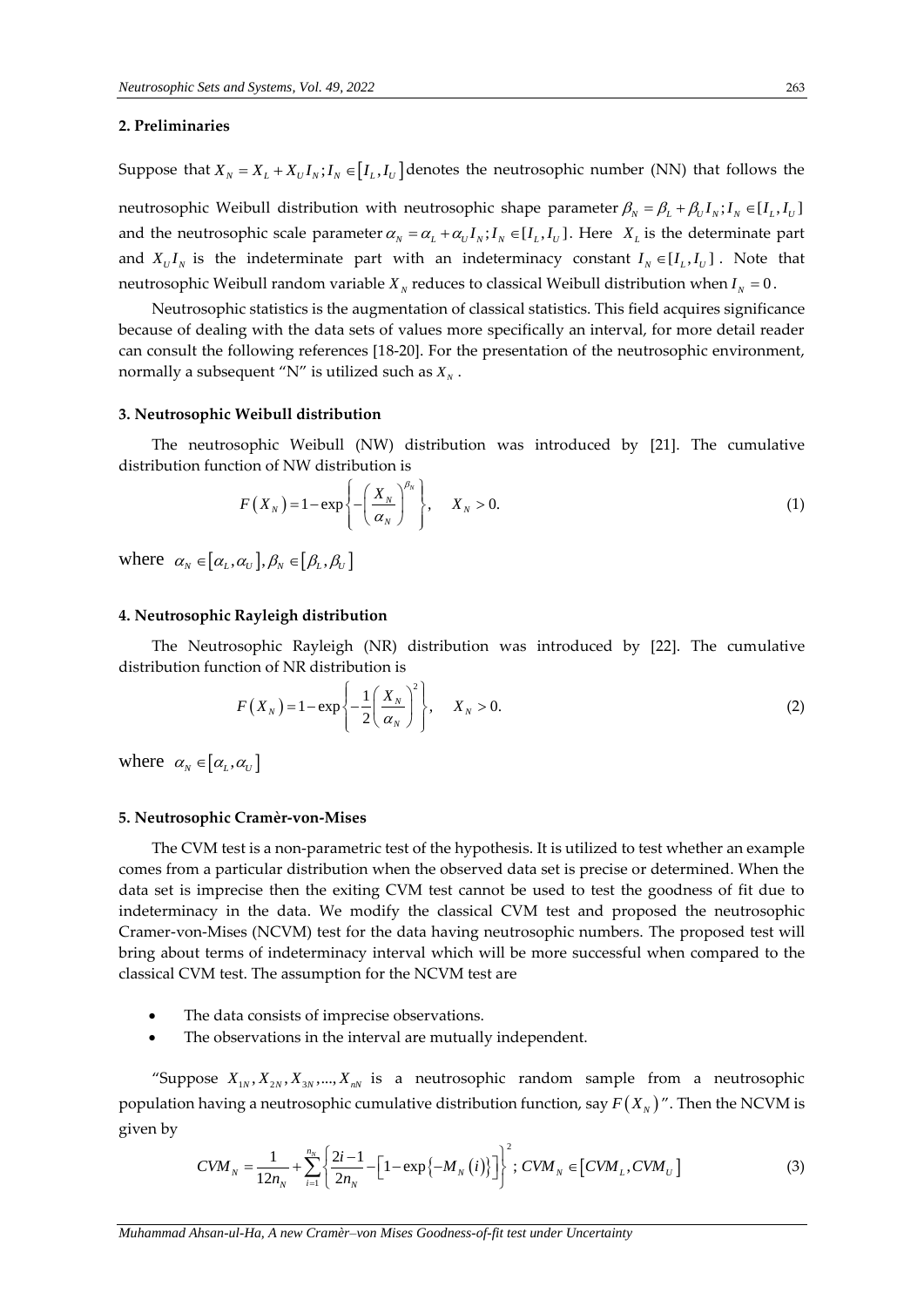## 2. Preliminaries

Suppose that $X_N = X_L + X_U I_N; I_N \in [I_L, I_U]$ denotes the neutrosophic number (NN) that follows the neutrosophic Weibull distribution with neutrosophic shape parameter $\beta_N = \beta_L + \beta_U I_N; I_N \in [I_L, I_U]$ and the neutrosophic scale parameter $\alpha_N = \alpha_L + \alpha_U I_N; I_N \in [I_L, I_U]$. Here $X_L$ is the determinate part and $X_U I_N$ is the indeterminate part with an indeterminacy constant $I_N \in [I_L, I_U]$. Note that neutrosophic Weibull random variable $X_N$ reduces to classical Weibull distribution when $I_N = 0$.

Neutrosophic statistics is the augmentation of classical statistics. This field acquires significance because of dealing with the data sets of values more specifically an interval, for more detail reader can consult the following references [18-20]. For the presentation of the neutrosophic environment, normally a subsequent "N" is utilized such as $X_N$.

## 3. Neutrosophic Weibull distribution

The neutrosophic Weibull (NW) distribution was introduced by [21]. The cumulative distribution function of NW distribution is

$$F(X_N) = 1 - \exp\left\{ -\left( \frac{X_N}{\alpha_N} \right)^{\beta_N} \right\}, \quad X_N > 0. \tag{1}$$

where $\alpha_N \in [\alpha_L, \alpha_U], \beta_N \in [\beta_L, \beta_U]$

## 4. Neutrosophic Rayleigh distribution

The Neutrosophic Rayleigh (NR) distribution was introduced by [22]. The cumulative distribution function of NR distribution is

$$F(X_N) = 1 - \exp\left\{ -\frac{1}{2}\left( \frac{X_N}{\alpha_N} \right)^{2} \right\}, \quad X_N > 0. \tag{2}$$

where $\alpha_N \in [\alpha_L, \alpha_U]$

## 5. Neutrosophic Cramèr-von-Mises

The CVM test is a non-parametric test of the hypothesis. It is utilized to test whether an example comes from a particular distribution when the observed data set is precise or determined. When the data set is imprecise then the exiting CVM test cannot be used to test the goodness of fit due to indeterminacy in the data. We modify the classical CVM test and proposed the neutrosophic Cramer-von-Mises (NCVM) test for the data having neutrosophic numbers. The proposed test will bring about terms of indeterminacy interval which will be more successful when compared to the classical CVM test. The assumption for the NCVM test are

- The data consists of imprecise observations.
- The observations in the interval are mutually independent.

"Suppose $X_{1N}, X_{2N}, X_{3N}, ..., X_{nN}$ is a neutrosophic random sample from a neutrosophic population having a neutrosophic cumulative distribution function, say $F(X_N)$". Then the NCVM is given by

$$CVM_N = \frac{1}{12n_N} + \sum_{i=1}^{n_N} \left\{ \frac{2i-1}{2n_N} - \left[ 1 - \exp\left\{ -M_N(i) \right\} \right] \right\}^2; \; CVM_N \in [CVM_L, CVM_U] \tag{3}$$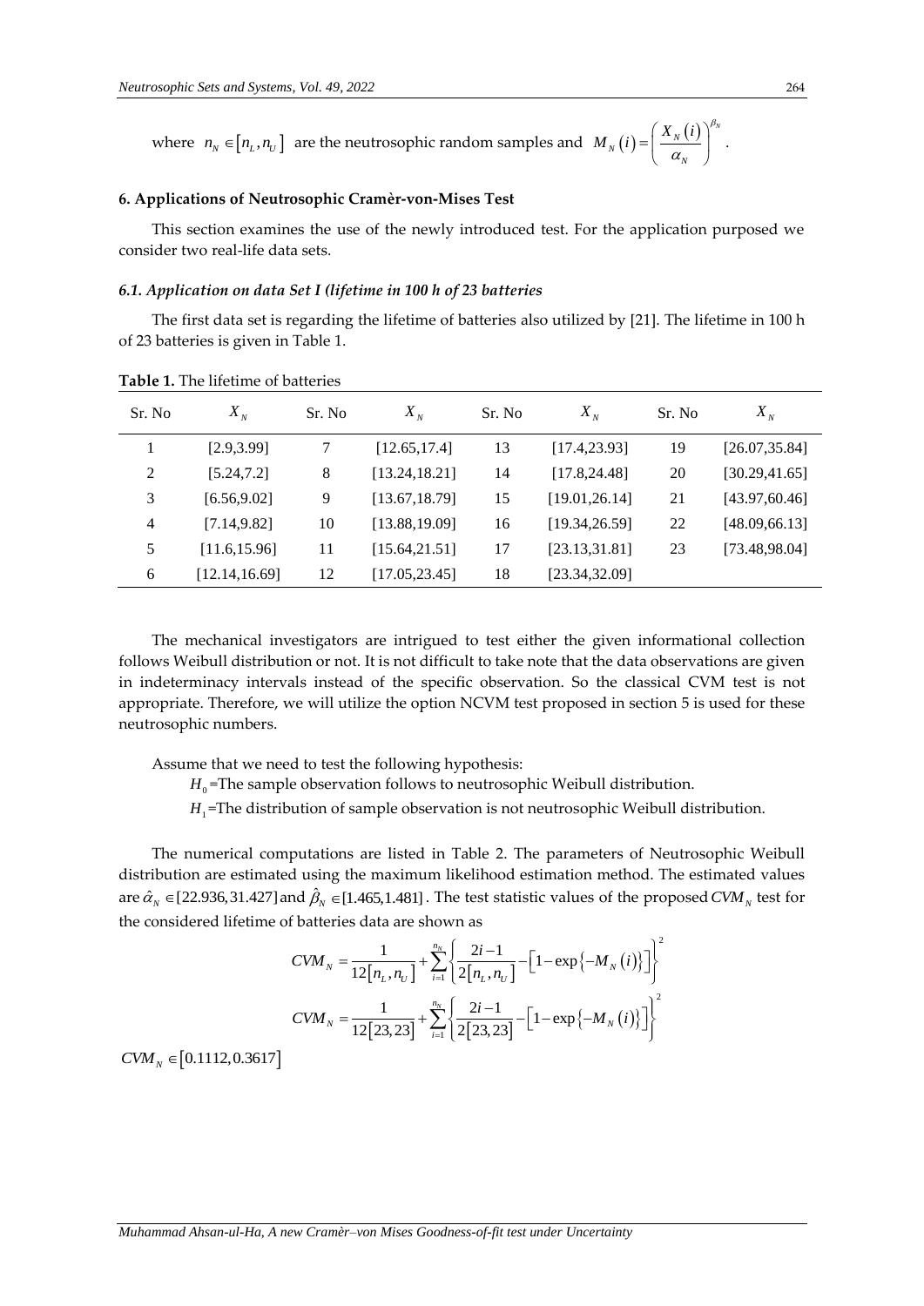where $n_N \in [n_L, n_U]$ are the neutrosophic random samples and $M_N(i) = \left( \frac{X_N(i)}{\alpha_N} \right)^{\beta_N}$.

## 6. Applications of Neutrosophic Cramèr-von-Mises Test

This section examines the use of the newly introduced test. For the application purposed we consider two real-life data sets.

### *6.1. Application on data Set I (lifetime in 100 h of 23 batteries*

The first data set is regarding the lifetime of batteries also utilized by [21]. The lifetime in 100 h of 23 batteries is given in Table 1.

**Table 1.** The lifetime of batteries

| Sr. No | $X_N$ | Sr. No | $X_N$ | Sr. No | $X_N$ | Sr. No | $X_N$ |
|---|---|---|---|---|---|---|---|
| 1 | [2.9,3.99] | 7 | [12.65,17.4] | 13 | [17.4,23.93] | 19 | [26.07,35.84] |
| 2 | [5.24,7.2] | 8 | [13.24,18.21] | 14 | [17.8,24.48] | 20 | [30.29,41.65] |
| 3 | [6.56,9.02] | 9 | [13.67,18.79] | 15 | [19.01,26.14] | 21 | [43.97,60.46] |
| 4 | [7.14,9.82] | 10 | [13.88,19.09] | 16 | [19.34,26.59] | 22 | [48.09,66.13] |
| 5 | [11.6,15.96] | 11 | [15.64,21.51] | 17 | [23.13,31.81] | 23 | [73.48,98.04] |
| 6 | [12.14,16.69] | 12 | [17.05,23.45] | 18 | [23.34,32.09] | | |

The mechanical investigators are intrigued to test either the given informational collection follows Weibull distribution or not. It is not difficult to take note that the data observations are given in indeterminacy intervals instead of the specific observation. So the classical CVM test is not appropriate. Therefore, we will utilize the option NCVM test proposed in section 5 is used for these neutrosophic numbers.

Assume that we need to test the following hypothesis:

$H_0$=The sample observation follows to neutrosophic Weibull distribution.

$H_1$=The distribution of sample observation is not neutrosophic Weibull distribution.

The numerical computations are listed in Table 2. The parameters of Neutrosophic Weibull distribution are estimated using the maximum likelihood estimation method. The estimated values are $\hat{\alpha}_N \in [22.936, 31.427]$ and $\hat{\beta}_N \in [1.465, 1.481]$. The test statistic values of the proposed $CVM_N$ test for the considered lifetime of batteries data are shown as

$$CVM_N = \frac{1}{12[n_L, n_U]} + \sum_{i=1}^{n_N} \left\{ \frac{2i-1}{2[n_L, n_U]} - \left[1 - \exp\{-M_N(i)\}\right] \right\}^2$$

$$CVM_N = \frac{1}{12[23,23]} + \sum_{i=1}^{n_N} \left\{ \frac{2i-1}{2[23,23]} - \left[1 - \exp\{-M_N(i)\}\right] \right\}^2$$

$CVM_N \in [0.1112, 0.3617]$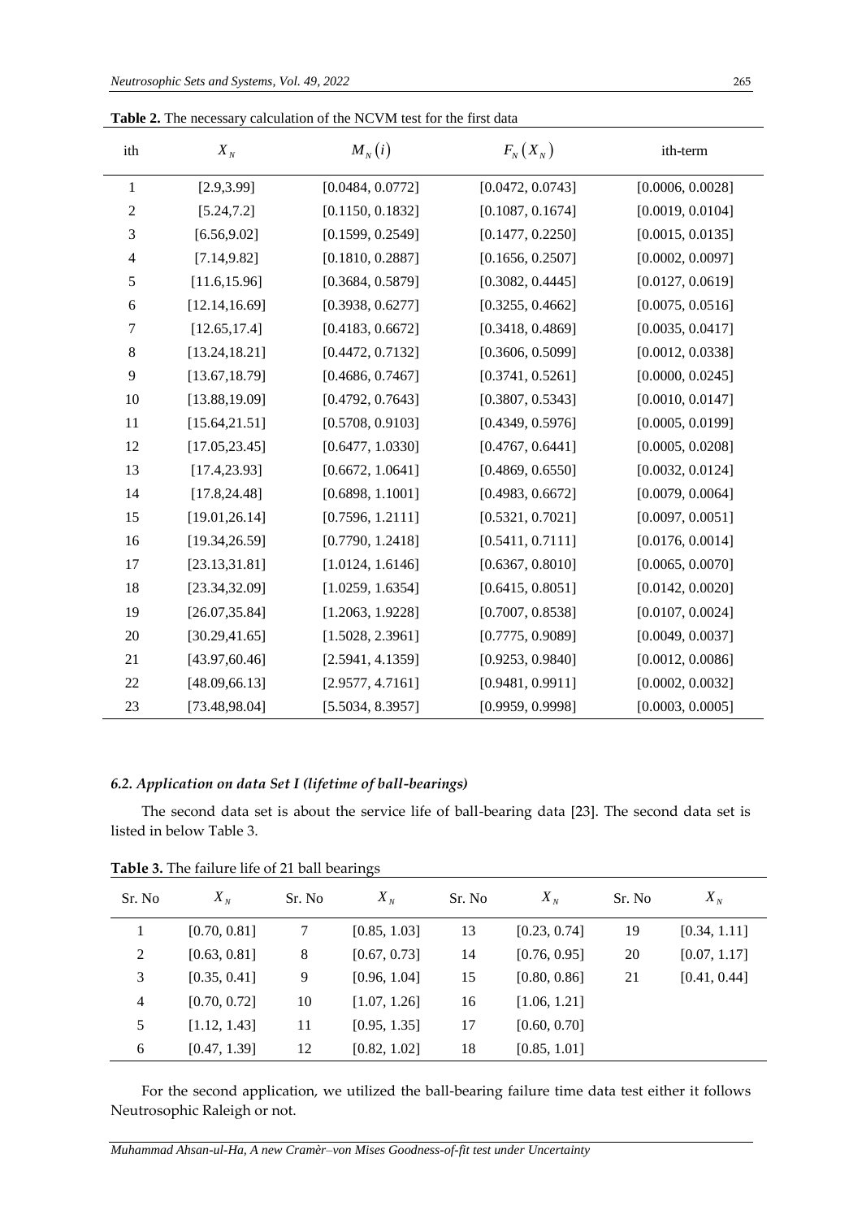**Table 2.** The necessary calculation of the NCVM test for the first data

| ith | $X_N$ | $M_N(i)$ | $F_N(X_N)$ | ith-term |
|---|---|---|---|---|
| 1 | [2.9,3.99] | [0.0484, 0.0772] | [0.0472, 0.0743] | [0.0006, 0.0028] |
| 2 | [5.24,7.2] | [0.1150, 0.1832] | [0.1087, 0.1674] | [0.0019, 0.0104] |
| 3 | [6.56,9.02] | [0.1599, 0.2549] | [0.1477, 0.2250] | [0.0015, 0.0135] |
| 4 | [7.14,9.82] | [0.1810, 0.2887] | [0.1656, 0.2507] | [0.0002, 0.0097] |
| 5 | [11.6,15.96] | [0.3684, 0.5879] | [0.3082, 0.4445] | [0.0127, 0.0619] |
| 6 | [12.14,16.69] | [0.3938, 0.6277] | [0.3255, 0.4662] | [0.0075, 0.0516] |
| 7 | [12.65,17.4] | [0.4183, 0.6672] | [0.3418, 0.4869] | [0.0035, 0.0417] |
| 8 | [13.24,18.21] | [0.4472, 0.7132] | [0.3606, 0.5099] | [0.0012, 0.0338] |
| 9 | [13.67,18.79] | [0.4686, 0.7467] | [0.3741, 0.5261] | [0.0000, 0.0245] |
| 10 | [13.88,19.09] | [0.4792, 0.7643] | [0.3807, 0.5343] | [0.0010, 0.0147] |
| 11 | [15.64,21.51] | [0.5708, 0.9103] | [0.4349, 0.5976] | [0.0005, 0.0199] |
| 12 | [17.05,23.45] | [0.6477, 1.0330] | [0.4767, 0.6441] | [0.0005, 0.0208] |
| 13 | [17.4,23.93] | [0.6672, 1.0641] | [0.4869, 0.6550] | [0.0032, 0.0124] |
| 14 | [17.8,24.48] | [0.6898, 1.1001] | [0.4983, 0.6672] | [0.0079, 0.0064] |
| 15 | [19.01,26.14] | [0.7596, 1.2111] | [0.5321, 0.7021] | [0.0097, 0.0051] |
| 16 | [19.34,26.59] | [0.7790, 1.2418] | [0.5411, 0.7111] | [0.0176, 0.0014] |
| 17 | [23.13,31.81] | [1.0124, 1.6146] | [0.6367, 0.8010] | [0.0065, 0.0070] |
| 18 | [23.34,32.09] | [1.0259, 1.6354] | [0.6415, 0.8051] | [0.0142, 0.0020] |
| 19 | [26.07,35.84] | [1.2063, 1.9228] | [0.7007, 0.8538] | [0.0107, 0.0024] |
| 20 | [30.29,41.65] | [1.5028, 2.3961] | [0.7775, 0.9089] | [0.0049, 0.0037] |
| 21 | [43.97,60.46] | [2.5941, 4.1359] | [0.9253, 0.9840] | [0.0012, 0.0086] |
| 22 | [48.09,66.13] | [2.9577, 4.7161] | [0.9481, 0.9911] | [0.0002, 0.0032] |
| 23 | [73.48,98.04] | [5.5034, 8.3957] | [0.9959, 0.9998] | [0.0003, 0.0005] |

### *6.2. Application on data Set I (lifetime of ball-bearings)*

The second data set is about the service life of ball-bearing data [23]. The second data set is listed in below Table 3.

**Table 3.** The failure life of 21 ball bearings

| Sr. No | $X_N$ | Sr. No | $X_N$ | Sr. No | $X_N$ | Sr. No | $X_N$ |
|---|---|---|---|---|---|---|---|
| 1 | [0.70, 0.81] | 7 | [0.85, 1.03] | 13 | [0.23, 0.74] | 19 | [0.34, 1.11] |
| 2 | [0.63, 0.81] | 8 | [0.67, 0.73] | 14 | [0.76, 0.95] | 20 | [0.07, 1.17] |
| 3 | [0.35, 0.41] | 9 | [0.96, 1.04] | 15 | [0.80, 0.86] | 21 | [0.41, 0.44] |
| 4 | [0.70, 0.72] | 10 | [1.07, 1.26] | 16 | [1.06, 1.21] | | |
| 5 | [1.12, 1.43] | 11 | [0.95, 1.35] | 17 | [0.60, 0.70] | | |
| 6 | [0.47, 1.39] | 12 | [0.82, 1.02] | 18 | [0.85, 1.01] | | |

For the second application, we utilized the ball-bearing failure time data test either it follows Neutrosophic Raleigh or not.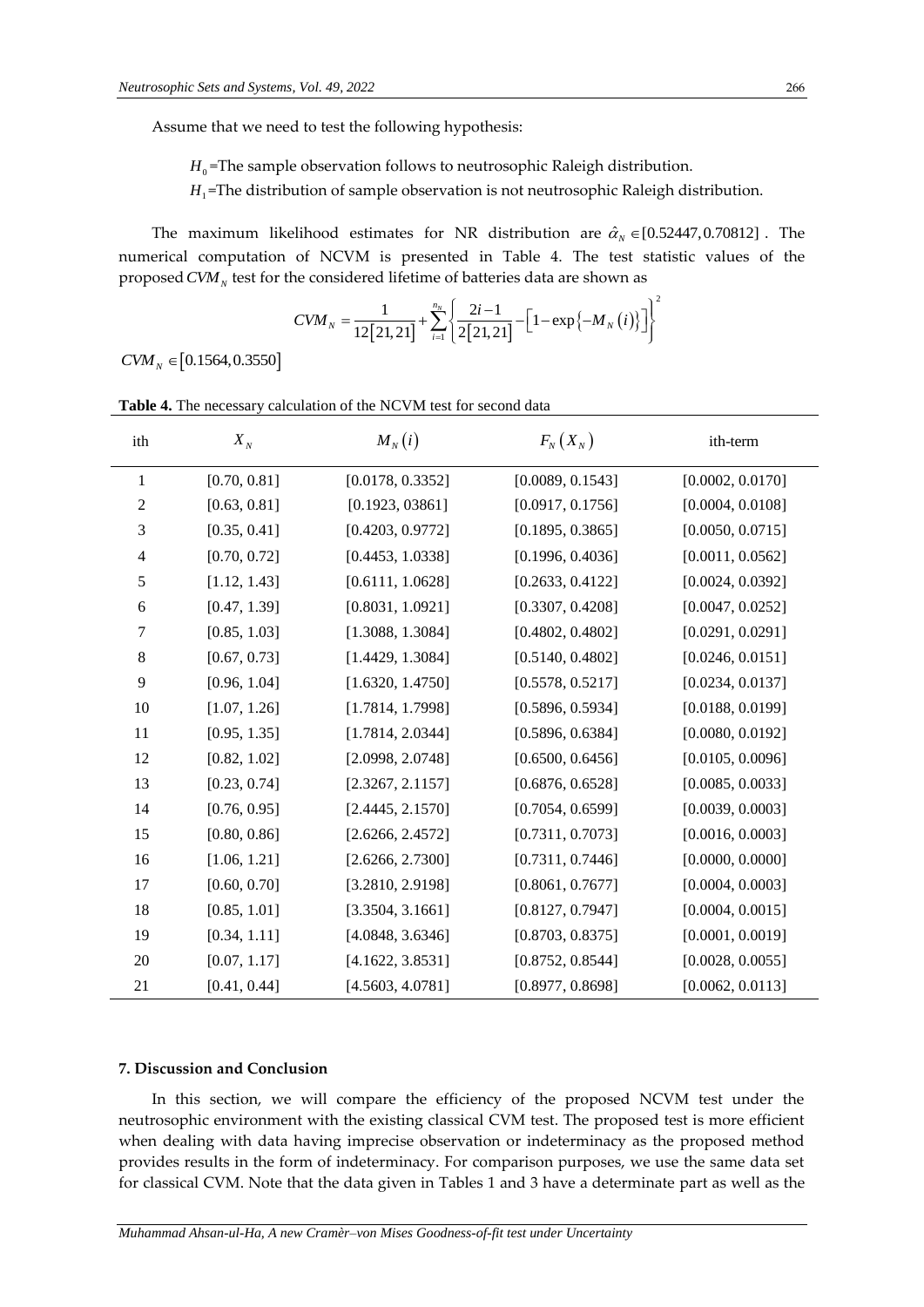Assume that we need to test the following hypothesis:

$H_0$=The sample observation follows to neutrosophic Raleigh distribution.

$H_1$=The distribution of sample observation is not neutrosophic Raleigh distribution.

The maximum likelihood estimates for NR distribution are $\hat{\alpha}_N \in [0.52447, 0.70812]$. The numerical computation of NCVM is presented in Table 4. The test statistic values of the proposed $CVM_N$ test for the considered lifetime of batteries data are shown as

$$CVM_N = \frac{1}{12[21,21]} + \sum_{i=1}^{n_N} \left\{ \frac{2i-1}{2[21,21]} - \left[1 - \exp\{-M_N(i)\}\right] \right\}^2$$

$CVM_N \in [0.1564, 0.3550]$

**Table 4.** The necessary calculation of the NCVM test for second data

| ith | $X_N$ | $M_N(i)$ | $F_N(X_N)$ | ith-term |
|---|---|---|---|---|
| 1 | [0.70, 0.81] | [0.0178, 0.3352] | [0.0089, 0.1543] | [0.0002, 0.0170] |
| 2 | [0.63, 0.81] | [0.1923, 03861] | [0.0917, 0.1756] | [0.0004, 0.0108] |
| 3 | [0.35, 0.41] | [0.4203, 0.9772] | [0.1895, 0.3865] | [0.0050, 0.0715] |
| 4 | [0.70, 0.72] | [0.4453, 1.0338] | [0.1996, 0.4036] | [0.0011, 0.0562] |
| 5 | [1.12, 1.43] | [0.6111, 1.0628] | [0.2633, 0.4122] | [0.0024, 0.0392] |
| 6 | [0.47, 1.39] | [0.8031, 1.0921] | [0.3307, 0.4208] | [0.0047, 0.0252] |
| 7 | [0.85, 1.03] | [1.3088, 1.3084] | [0.4802, 0.4802] | [0.0291, 0.0291] |
| 8 | [0.67, 0.73] | [1.4429, 1.3084] | [0.5140, 0.4802] | [0.0246, 0.0151] |
| 9 | [0.96, 1.04] | [1.6320, 1.4750] | [0.5578, 0.5217] | [0.0234, 0.0137] |
| 10 | [1.07, 1.26] | [1.7814, 1.7998] | [0.5896, 0.5934] | [0.0188, 0.0199] |
| 11 | [0.95, 1.35] | [1.7814, 2.0344] | [0.5896, 0.6384] | [0.0080, 0.0192] |
| 12 | [0.82, 1.02] | [2.0998, 2.0748] | [0.6500, 0.6456] | [0.0105, 0.0096] |
| 13 | [0.23, 0.74] | [2.3267, 2.1157] | [0.6876, 0.6528] | [0.0085, 0.0033] |
| 14 | [0.76, 0.95] | [2.4445, 2.1570] | [0.7054, 0.6599] | [0.0039, 0.0003] |
| 15 | [0.80, 0.86] | [2.6266, 2.4572] | [0.7311, 0.7073] | [0.0016, 0.0003] |
| 16 | [1.06, 1.21] | [2.6266, 2.7300] | [0.7311, 0.7446] | [0.0000, 0.0000] |
| 17 | [0.60, 0.70] | [3.2810, 2.9198] | [0.8061, 0.7677] | [0.0004, 0.0003] |
| 18 | [0.85, 1.01] | [3.3504, 3.1661] | [0.8127, 0.7947] | [0.0004, 0.0015] |
| 19 | [0.34, 1.11] | [4.0848, 3.6346] | [0.8703, 0.8375] | [0.0001, 0.0019] |
| 20 | [0.07, 1.17] | [4.1622, 3.8531] | [0.8752, 0.8544] | [0.0028, 0.0055] |
| 21 | [0.41, 0.44] | [4.5603, 4.0781] | [0.8977, 0.8698] | [0.0062, 0.0113] |

### 7. Discussion and Conclusion

In this section, we will compare the efficiency of the proposed NCVM test under the neutrosophic environment with the existing classical CVM test. The proposed test is more efficient when dealing with data having imprecise observation or indeterminacy as the proposed method provides results in the form of indeterminacy. For comparison purposes, we use the same data set for classical CVM. Note that the data given in Tables 1 and 3 have a determinate part as well as the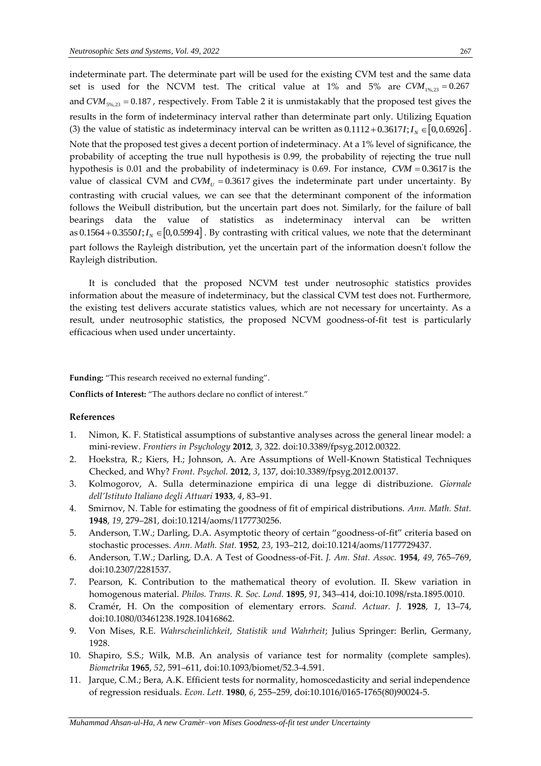indeterminate part. The determinate part will be used for the existing CVM test and the same data set is used for the NCVM test. The critical value at 1% and 5% are $CVM_{1\%,23} = 0.267$ and $CVM_{5\%,23} = 0.187$, respectively. From Table 2 it is unmistakably that the proposed test gives the results in the form of indeterminacy interval rather than determinate part only. Utilizing Equation (3) the value of statistic as indeterminacy interval can be written as $0.1112 + 0.3617I; I_N \in [0, 0.6926]$. Note that the proposed test gives a decent portion of indeterminacy. At a 1% level of significance, the probability of accepting the true null hypothesis is 0.99, the probability of rejecting the true null hypothesis is 0.01 and the probability of indeterminacy is 0.69. For instance, $CVM = 0.3617$ is the value of classical CVM and $CVM_U = 0.3617$ gives the indeterminate part under uncertainty. By contrasting with crucial values, we can see that the determinant component of the information follows the Weibull distribution, but the uncertain part does not. Similarly, for the failure of ball bearings data the value of statistics as indeterminacy interval can be written as $0.1564 + 0.3550I; I_N \in [0, 0.5994]$. By contrasting with critical values, we note that the determinant part follows the Rayleigh distribution, yet the uncertain part of the information doesn't follow the Rayleigh distribution.

It is concluded that the proposed NCVM test under neutrosophic statistics provides information about the measure of indeterminacy, but the classical CVM test does not. Furthermore, the existing test delivers accurate statistics values, which are not necessary for uncertainty. As a result, under neutrosophic statistics, the proposed NCVM goodness-of-fit test is particularly efficacious when used under uncertainty.

**Funding:** "This research received no external funding".

**Conflicts of Interest:** "The authors declare no conflict of interest."

## References

1. Nimon, K. F. Statistical assumptions of substantive analyses across the general linear model: a mini-review. *Frontiers in Psychology* **2012**, *3*, 322. doi:10.3389/fpsyg.2012.00322.
2. Hoekstra, R.; Kiers, H.; Johnson, A. Are Assumptions of Well-Known Statistical Techniques Checked, and Why? *Front. Psychol.* **2012**, *3*, 137, doi:10.3389/fpsyg.2012.00137.
3. Kolmogorov, A. Sulla determinazione empirica di una legge di distribuzione. *Giornale dell'Istituto Italiano degli Attuari* **1933**, *4*, 83–91.
4. Smirnov, N. Table for estimating the goodness of fit of empirical distributions. *Ann. Math. Stat.* **1948**, *19*, 279–281, doi:10.1214/aoms/1177730256.
5. Anderson, T.W.; Darling, D.A. Asymptotic theory of certain "goodness-of-fit" criteria based on stochastic processes. *Ann. Math. Stat.* **1952**, *23*, 193–212, doi:10.1214/aoms/1177729437.
6. Anderson, T.W.; Darling, D.A. A Test of Goodness-of-Fit. *J. Am. Stat. Assoc.* **1954**, *49*, 765–769, doi:10.2307/2281537.
7. Pearson, K. Contribution to the mathematical theory of evolution. II. Skew variation in homogenous material. *Philos. Trans. R. Soc. Lond.* **1895**, *91*, 343–414, doi:10.1098/rsta.1895.0010.
8. Cramér, H. On the composition of elementary errors. *Scand. Actuar. J.* **1928**, *1*, 13–74, doi:10.1080/03461238.1928.10416862.
9. Von Mises, R.E. *Wahrscheinlichkeit, Statistik und Wahrheit*; Julius Springer: Berlin, Germany, 1928.
10. Shapiro, S.S.; Wilk, M.B. An analysis of variance test for normality (complete samples). *Biometrika* **1965**, *52*, 591–611, doi:10.1093/biomet/52.3-4.591.
11. Jarque, C.M.; Bera, A.K. Efficient tests for normality, homoscedasticity and serial independence of regression residuals. *Econ. Lett.* **1980**, *6*, 255–259, doi:10.1016/0165-1765(80)90024-5.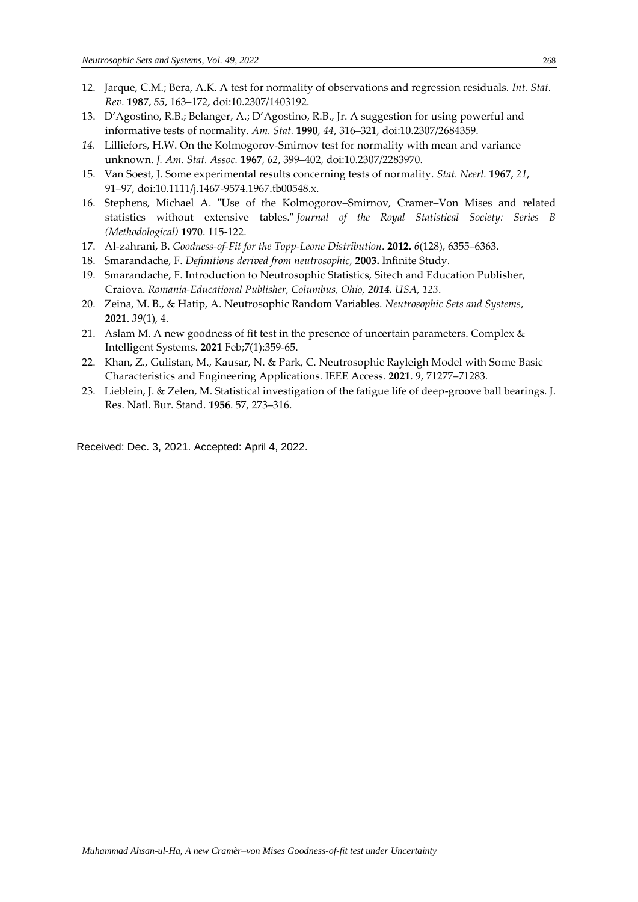12. Jarque, C.M.; Bera, A.K. A test for normality of observations and regression residuals. *Int. Stat. Rev.* **1987**, *55*, 163–172, doi:10.2307/1403192.
13. D'Agostino, R.B.; Belanger, A.; D'Agostino, R.B., Jr. A suggestion for using powerful and informative tests of normality. *Am. Stat.* **1990**, *44*, 316–321, doi:10.2307/2684359.
14. Lilliefors, H.W. On the Kolmogorov-Smirnov test for normality with mean and variance unknown. *J. Am. Stat. Assoc.* **1967**, *62*, 399–402, doi:10.2307/2283970.
15. Van Soest, J. Some experimental results concerning tests of normality. *Stat. Neerl.* **1967**, *21*, 91–97, doi:10.1111/j.1467-9574.1967.tb00548.x.
16. Stephens, Michael A. "Use of the Kolmogorov–Smirnov, Cramer–Von Mises and related statistics without extensive tables." *Journal of the Royal Statistical Society: Series B (Methodological)* **1970**. 115-122.
17. Al-zahrani, B. *Goodness-of-Fit for the Topp-Leone Distribution*. **2012.** *6*(128), 6355–6363.
18. Smarandache, F. *Definitions derived from neutrosophic*, **2003.** Infinite Study.
19. Smarandache, F. Introduction to Neutrosophic Statistics, Sitech and Education Publisher, Craiova. *Romania-Educational Publisher, Columbus, Ohio, **2014.** USA*, *123*.
20. Zeina, M. B., & Hatip, A. Neutrosophic Random Variables. *Neutrosophic Sets and Systems*, **2021**. *39*(1), 4.
21. Aslam M. A new goodness of fit test in the presence of uncertain parameters. Complex & Intelligent Systems. **2021** Feb;7(1):359-65.
22. Khan, Z., Gulistan, M., Kausar, N. & Park, C. Neutrosophic Rayleigh Model with Some Basic Characteristics and Engineering Applications. IEEE Access. **2021**. 9, 71277–71283.
23. Lieblein, J. & Zelen, M. Statistical investigation of the fatigue life of deep-groove ball bearings. J. Res. Natl. Bur. Stand. **1956**. 57, 273–316.

Received: Dec. 3, 2021. Accepted: April 4, 2022.